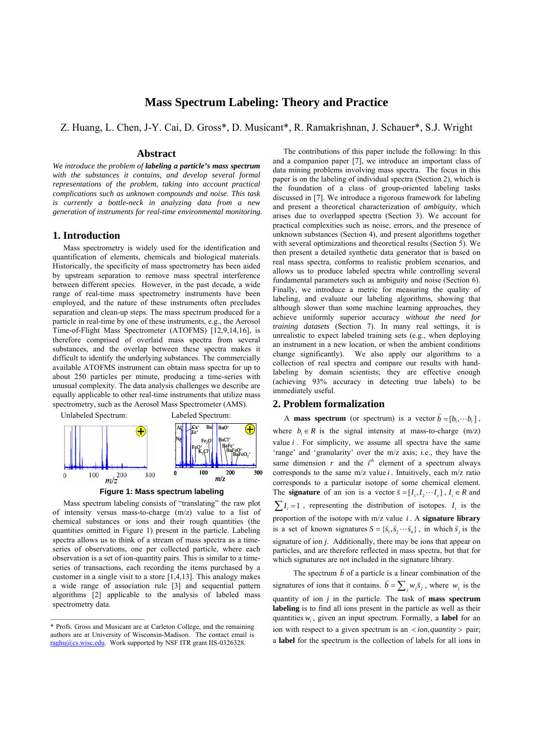# Mass Spectrum Labeling: Theory and Practice

Z. Huang, L. Chen, J-Y. Cai, D. Gross*, D. Musicant*, R. Ramakrishnan, J. Schauer*, S.J. Wright

## Abstract

*We introduce the problem of **labeling a particle's mass spectrum** with the substances it contains, and develop several formal representations of the problem, taking into account practical complications such as unknown compounds and noise. This task is currently a bottle-neck in analyzing data from a new generation of instruments for real-time environmental monitoring.*

## 1. Introduction

Mass spectrometry is widely used for the identification and quantification of elements, chemicals and biological materials. Historically, the specificity of mass spectrometry has been aided by upstream separation to remove mass spectral interference between different species. However, in the past decade, a wide range of real-time mass spectrometry instruments have been employed, and the nature of these instruments often precludes separation and clean-up steps. The mass spectrum produced for a particle in real-time by one of these instruments, e.g., the Aerosol Time-of-Flight Mass Spectrometer (ATOFMS) [12,9,14,16], is therefore comprised of overlaid mass spectra from several substances, and the overlap between these spectra makes it difficult to identify the underlying substances. The commercially available ATOFMS instrument can obtain mass spectra for up to about 250 particles per minute, producing a time-series with unusual complexity. The data analysis challenges we describe are equally applicable to other real-time instruments that utilize mass spectrometry, such as the Aerosol Mass Spectrometer (AMS).

Unlabeled Spectrum: Labeled Spectrum:

**Figure 1: Mass spectrum labeling**

Mass spectrum labeling consists of "translating" the raw plot of intensity versus mass-to-charge (m/z) value to a list of chemical substances or ions and their rough quantities (the quantities omitted in Figure 1) present in the particle. Labeling spectra allows us to think of a stream of mass spectra as a time-series of observations, one per collected particle, where each observation is a set of ion-quantity pairs. This is similar to a time-series of transactions, each recording the items purchased by a customer in a single visit to a store [1,4,13]. This analogy makes a wide range of association rule [3] and sequential pattern algorithms [2] applicable to the analysis of labeled mass spectrometry data.

The contributions of this paper include the following: In this and a companion paper [7], we introduce an important class of data mining problems involving mass spectra. The focus in this paper is on the labeling of individual spectra (Section 2), which is the foundation of a class of group-oriented labeling tasks discussed in [7]. We introduce a rigorous framework for labeling and present a theoretical characterization of *ambiguity*, which arises due to overlapped spectra (Section 3). We account for practical complexities such as noise, errors, and the presence of unknown substances (Section 4), and present algorithms together with several optimizations and theoretical results (Section 5). We then present a detailed synthetic data generator that is based on real mass spectra, conforms to realistic problem scenarios, and allows us to produce labeled spectra while controlling several fundamental parameters such as ambiguity and noise (Section 6). Finally, we introduce a metric for measuring the quality of labeling, and evaluate our labeling algorithms, showing that although slower than some machine learning approaches, they achieve uniformly superior accuracy *without the need for training datasets* (Section 7). In many real settings, it is unrealistic to expect labeled training sets (e.g., when deploying an instrument in a new location, or when the ambient conditions change significantly). We also apply our algorithms to a collection of real spectra and compare our results with hand-labeling by domain scientists; they are effective enough (achieving 93% accuracy in detecting true labels) to be immediately useful.

## 2. Problem formalization

A **mass spectrum** (or spectrum) is a vector $\vec{b} = [b_1, \cdots b_r]$, where $b_i \in R$ is the signal intensity at mass-to-charge (m/z) value $i$. For simplicity, we assume all spectra have the same 'range' and 'granularity' over the m/z axis; i.e., they have the same dimension $r$ and the $i^{th}$ element of a spectrum always corresponds to the same m/z value $i$. Intuitively, each m/z ratio corresponds to a particular isotope of some chemical element. The **signature** of an ion is a vector $\vec{s} = [I_1, I_2 \cdots I_r]$, $I_i \in R$ and $\sum I_i = 1$, representing the distribution of isotopes. $I_i$ is the proportion of the isotope with m/z value $i$. A **signature library** is a set of known signatures $S = \{\vec{s}_1, \vec{s}_2 \cdots \vec{s}_n\}$, in which $\vec{s}_j$ is the signature of ion $j$. Additionally, there may be ions that appear on particles, and are therefore reflected in mass spectra, but that for which signatures are not included in the signature library.

The spectrum $\vec{b}$ of a particle is a linear combination of the signatures of ions that it contains. $\vec{b} = \sum_j w_j \vec{s}_j$, where $w_j$ is the quantity of ion $j$ in the particle. The task of **mass spectrum labeling** is to find all ions present in the particle as well as their quantities $w_i$, given an input spectrum. Formally, a **label** for an ion with respect to a given spectrum is an $< ion, quantity >$ pair; a **label** for the spectrum is the collection of labels for all ions in

---

\* Profs. Gross and Musicant are at Carleton College, and the remaining authors are at University of Wisconsin-Madison. The contact email is raghu@cs.wisc.edu. Work supported by NSF ITR grant IIS-0326328.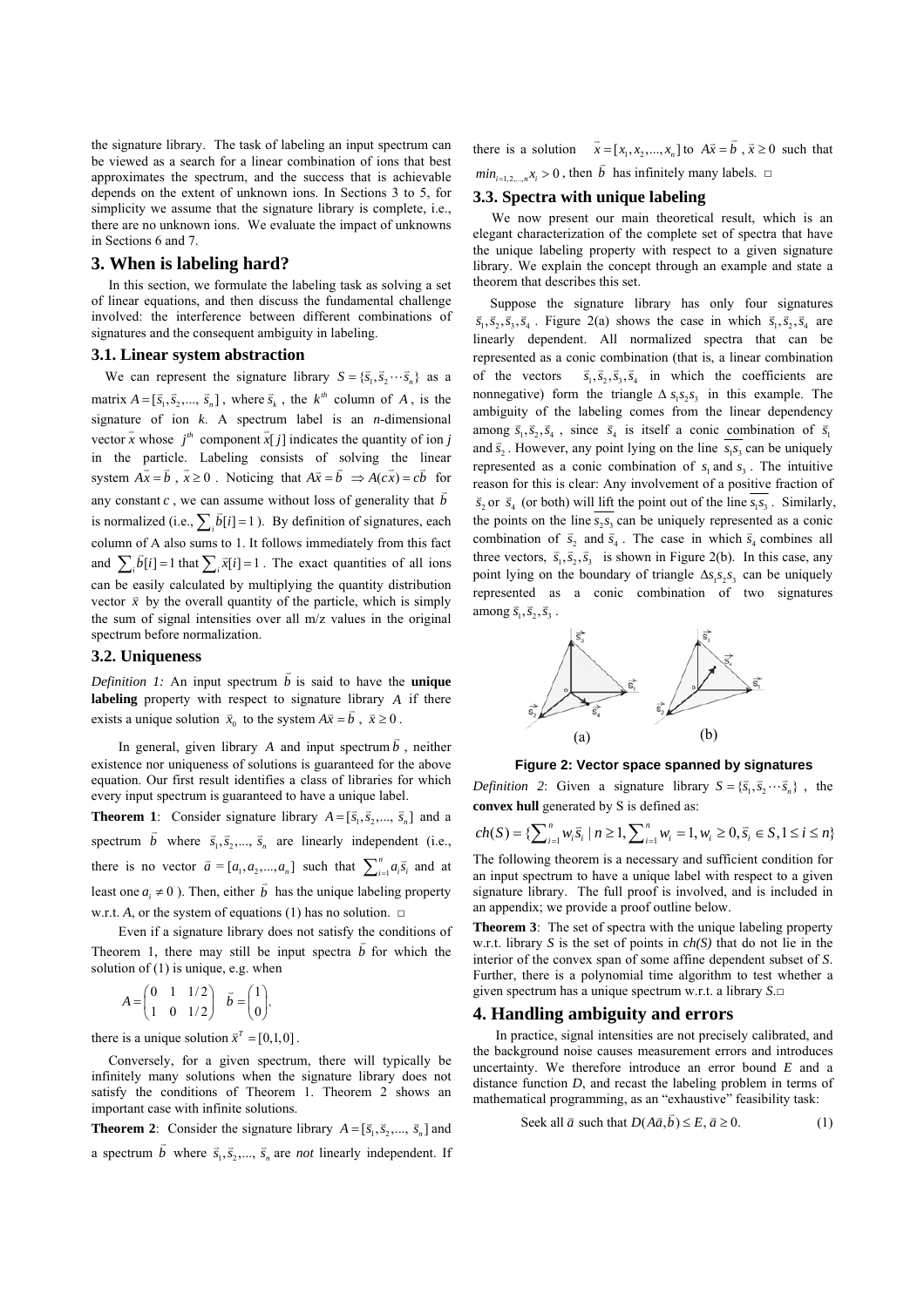the signature library. The task of labeling an input spectrum can be viewed as a search for a linear combination of ions that best approximates the spectrum, and the success that is achievable depends on the extent of unknown ions. In Sections 3 to 5, for simplicity we assume that the signature library is complete, i.e., there are no unknown ions. We evaluate the impact of unknowns in Sections 6 and 7.

## 3. When is labeling hard?

In this section, we formulate the labeling task as solving a set of linear equations, and then discuss the fundamental challenge involved: the interference between different combinations of signatures and the consequent ambiguity in labeling.

### 3.1. Linear system abstraction

We can represent the signature library $S = \{\vec{s}_1, \vec{s}_2 \cdots \vec{s}_n\}$ as a matrix $A = [\vec{s}_1, \vec{s}_2, ..., \vec{s}_n]$, where $\vec{s}_k$, the $k^{th}$ column of $A$, is the signature of ion $k$. A spectrum label is an $n$-dimensional vector $\vec{x}$ whose $j^{th}$ component $\vec{x}[j]$ indicates the quantity of ion $j$ in the particle. Labeling consists of solving the linear system $A\vec{x} = \vec{b}$, $\vec{x} \geq 0$. Noticing that $A\vec{x} = \vec{b} \Rightarrow A(c\vec{x}) = c\vec{b}$ for any constant $c$, we can assume without loss of generality that $\vec{b}$ is normalized (i.e., $\sum_i \vec{b}[i] = 1$). By definition of signatures, each column of A also sums to 1. It follows immediately from this fact and $\sum_i \vec{b}[i] = 1$ that $\sum_i \vec{x}[i] = 1$. The exact quantities of all ions can be easily calculated by multiplying the quantity distribution vector $\vec{x}$ by the overall quantity of the particle, which is simply the sum of signal intensities over all m/z values in the original spectrum before normalization.

### 3.2. Uniqueness

*Definition 1:* An input spectrum $\vec{b}$ is said to have the **unique labeling** property with respect to signature library $A$ if there exists a unique solution $\vec{x}_0$ to the system $A\vec{x} = \vec{b}$, $\vec{x} \geq 0$.

In general, given library $A$ and input spectrum $\vec{b}$, neither existence nor uniqueness of solutions is guaranteed for the above equation. Our first result identifies a class of libraries for which every input spectrum is guaranteed to have a unique label.

**Theorem 1**: Consider signature library $A = [\vec{s}_1, \vec{s}_2, ..., \vec{s}_n]$ and a spectrum $\vec{b}$ where $\vec{s}_1, \vec{s}_2, ..., \vec{s}_n$ are linearly independent (i.e., there is no vector $\vec{a} = [a_1, a_2, ..., a_n]$ such that $\sum_{i=1}^{n} a_i \vec{s}_i$ and at least one $a_i \neq 0$). Then, either $\vec{b}$ has the unique labeling property w.r.t. *A*, or the system of equations (1) has no solution. □

Even if a signature library does not satisfy the conditions of Theorem 1, there may still be input spectra $\vec{b}$ for which the solution of (1) is unique, e.g. when

$$A = \begin{pmatrix} 0 & 1 & 1/2 \\ 1 & 0 & 1/2 \end{pmatrix} \quad \vec{b} = \begin{pmatrix} 1 \\ 0 \end{pmatrix},$$

there is a unique solution $\vec{x}^T = [0,1,0]$.

Conversely, for a given spectrum, there will typically be infinitely many solutions when the signature library does not satisfy the conditions of Theorem 1. Theorem 2 shows an important case with infinite solutions.

**Theorem 2**: Consider the signature library $A = [\vec{s}_1, \vec{s}_2, ..., \vec{s}_n]$ and a spectrum $\vec{b}$ where $\vec{s}_1, \vec{s}_2, ..., \vec{s}_n$ are *not* linearly independent. If there is a solution $\vec{x} = [x_1, x_2, ..., x_n]$ to $A\vec{x} = \vec{b}$, $\vec{x} \geq 0$ such that $min_{i=1,2,...,n} x_i > 0$, then $\vec{b}$ has infinitely many labels. □

### 3.3. Spectra with unique labeling

We now present our main theoretical result, which is an elegant characterization of the complete set of spectra that have the unique labeling property with respect to a given signature library. We explain the concept through an example and state a theorem that describes this set.

Suppose the signature library has only four signatures $\vec{s}_1, \vec{s}_2, \vec{s}_3, \vec{s}_4$. Figure 2(a) shows the case in which $\vec{s}_1, \vec{s}_2, \vec{s}_4$ are linearly dependent. All normalized spectra that can be represented as a conic combination (that is, a linear combination of the vectors $\vec{s}_1, \vec{s}_2, \vec{s}_3, \vec{s}_4$ in which the coefficients are nonnegative) form the triangle $\Delta\, s_1 s_2 s_3$ in this example. The ambiguity of the labeling comes from the linear dependency among $\vec{s}_1, \vec{s}_2, \vec{s}_4$, since $\vec{s}_4$ is itself a conic combination of $\vec{s}_1$ and $\vec{s}_2$. However, any point lying on the line $\overline{s_1 s_3}$ can be uniquely represented as a conic combination of $s_1$ and $s_3$. The intuitive reason for this is clear: Any involvement of a positive fraction of $\vec{s}_2$ or $\vec{s}_4$ (or both) will lift the point out of the line $\overline{s_1 s_3}$. Similarly, the points on the line $\overline{s_2 s_3}$ can be uniquely represented as a conic combination of $\vec{s}_2$ and $\vec{s}_4$. The case in which $\vec{s}_4$ combines all three vectors, $\vec{s}_1, \vec{s}_2, \vec{s}_3$ is shown in Figure 2(b). In this case, any point lying on the boundary of triangle $\Delta s_1 s_2 s_3$ can be uniquely represented as a conic combination of two signatures among $\vec{s}_1, \vec{s}_2, \vec{s}_3$.

(a) (b)

**Figure 2: Vector space spanned by signatures**

*Definition 2*: Given a signature library $S = \{\vec{s}_1, \vec{s}_2 \cdots \vec{s}_n\}$, the **convex hull** generated by S is defined as:

$$ch(S) = \{\sum_{i=1}^{n} w_i \vec{s}_i \mid n \geq 1, \sum_{i=1}^{n} w_i = 1, w_i \geq 0, \vec{s}_i \in S, 1 \leq i \leq n\}$$

The following theorem is a necessary and sufficient condition for an input spectrum to have a unique label with respect to a given signature library. The full proof is involved, and is included in an appendix; we provide a proof outline below.

**Theorem 3**: The set of spectra with the unique labeling property w.r.t. library *S* is the set of points in *ch(S)* that do not lie in the interior of the convex span of some affine dependent subset of *S*. Further, there is a polynomial time algorithm to test whether a given spectrum has a unique spectrum w.r.t. a library *S*.□

## 4. Handling ambiguity and errors

In practice, signal intensities are not precisely calibrated, and the background noise causes measurement errors and introduces uncertainty. We therefore introduce an error bound *E* and a distance function *D*, and recast the labeling problem in terms of mathematical programming, as an "exhaustive" feasibility task:

$$\text{Seek all } \vec{a} \text{ such that } D(A\vec{a}, \vec{b}) \leq E, \vec{a} \geq 0. \qquad (1)$$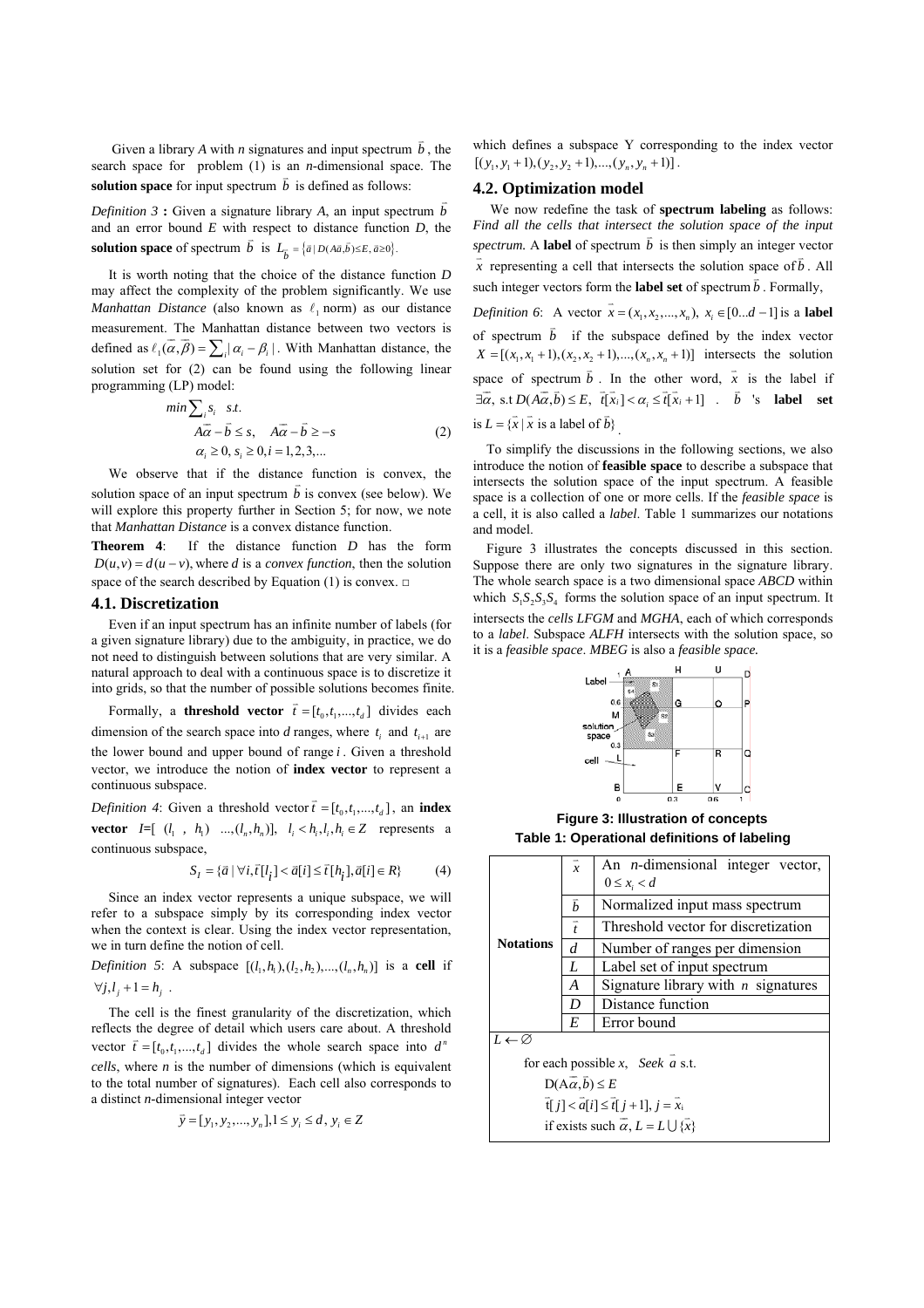Given a library $A$ with $n$ signatures and input spectrum $\vec{b}$, the search space for problem (1) is an $n$-dimensional space. The **solution space** for input spectrum $\vec{b}$ is defined as follows:

*Definition 3* **:** Given a signature library $A$, an input spectrum $\vec{b}$ and an error bound $E$ with respect to distance function $D$, the **solution space** of spectrum $\vec{b}$ is $L_{\vec{b}} = \{\vec{a} \mid D(A\vec{a},\vec{b}) \le E, \vec{a} \ge 0\}$.

It is worth noting that the choice of the distance function $D$ may affect the complexity of the problem significantly. We use *Manhattan Distance* (also known as $\ell_1$ norm) as our distance measurement. The Manhattan distance between two vectors is defined as $\ell_1(\vec{\alpha},\vec{\beta}) = \sum_i |\alpha_i - \beta_i|$. With Manhattan distance, the solution set for (2) can be found using the following linear programming (LP) model:

$$\begin{aligned} & \min \sum_i s_i \quad s.t. \\ & A\vec{\alpha} - \vec{b} \le s, \quad A\vec{\alpha} - \vec{b} \ge -s \\ & \alpha_i \ge 0,\ s_i \ge 0, i = 1,2,3,... \end{aligned} \tag{2}$$

We observe that if the distance function is convex, the solution space of an input spectrum $\vec{b}$ is convex (see below). We will explore this property further in Section 5; for now, we note that *Manhattan Distance* is a convex distance function.

**Theorem 4**: If the distance function $D$ has the form $D(u,v) = d(u-v)$, where $d$ is a *convex function*, then the solution space of the search described by Equation (1) is convex. □

### 4.1. Discretization

Even if an input spectrum has an infinite number of labels (for a given signature library) due to the ambiguity, in practice, we do not need to distinguish between solutions that are very similar. A natural approach to deal with a continuous space is to discretize it into grids, so that the number of possible solutions becomes finite.

Formally, a **threshold vector** $\vec{t} = [t_0, t_1, ..., t_d]$ divides each dimension of the search space into $d$ ranges, where $t_i$ and $t_{i+1}$ are the lower bound and upper bound of range $i$. Given a threshold vector, we introduce the notion of **index vector** to represent a continuous subspace.

*Definition 4*: Given a threshold vector $\vec{t} = [t_0, t_1, ..., t_d]$, an **index vector** $I$=[ $(l_1, h_1)$ ...,$(l_n, h_n)$], $l_i < h_i, l_i, h_i \in Z$ represents a continuous subspace,

$$S_I = \{\vec{a} \mid \forall i, \vec{t}[l_i] < \vec{a}[i] \le \vec{t}[h_i], \vec{a}[i] \in R\} \tag{4}$$

Since an index vector represents a unique subspace, we will refer to a subspace simply by its corresponding index vector when the context is clear. Using the index vector representation, we in turn define the notion of cell.

*Definition 5*: A subspace $[(l_1,h_1),(l_2,h_2),...,(l_n,h_n)]$ is a **cell** if $\forall j, l_j + 1 = h_j$.

The cell is the finest granularity of the discretization, which reflects the degree of detail which users care about. A threshold vector $\vec{t} = [t_0, t_1, ..., t_d]$ divides the whole search space into $d^n$ *cells*, where $n$ is the number of dimensions (which is equivalent to the total number of signatures). Each cell also corresponds to a distinct $n$-dimensional integer vector

$$\vec{y} = [y_1, y_2, ..., y_n], 1 \le y_i \le d,\ y_i \in Z$$

which defines a subspace Y corresponding to the index vector $[(y_1, y_1+1), (y_2, y_2+1), ..., (y_n, y_n+1)]$.

### 4.2. Optimization model

We now redefine the task of **spectrum labeling** as follows: *Find all the cells that intersect the solution space of the input spectrum.* A **label** of spectrum $\vec{b}$ is then simply an integer vector $\vec{x}$ representing a cell that intersects the solution space of $\vec{b}$. All such integer vectors form the **label set** of spectrum $\vec{b}$. Formally,

*Definition 6*: A vector $\vec{x} = (x_1, x_2, ..., x_n),\ x_i \in [0...d-1]$ is a **label** of spectrum $\vec{b}$ if the subspace defined by the index vector $X = [(x_1, x_1+1), (x_2, x_2+1), ..., (x_n, x_n+1)]$ intersects the solution space of spectrum $\vec{b}$. In the other word, $\vec{x}$ is the label if $\exists \vec{\alpha}$, s.t $D(A\vec{\alpha},\vec{b}) \le E,\ \vec{t}[\vec{x}_i] < \alpha_i \le \vec{t}[\vec{x}_i + 1]$ . $\vec{b}$ 's **label set** is $L = \{\vec{x} \mid \vec{x}$ is a label of $\vec{b}\}$.

To simplify the discussions in the following sections, we also introduce the notion of **feasible space** to describe a subspace that intersects the solution space of the input spectrum. A feasible space is a collection of one or more cells. If the *feasible space* is a cell, it is also called a *label*. Table 1 summarizes our notations and model.

Figure 3 illustrates the concepts discussed in this section. Suppose there are only two signatures in the signature library. The whole search space is a two dimensional space *ABCD* within which $S_1S_2S_3S_4$ forms the solution space of an input spectrum. It intersects the *cells LFGM* and *MGHA*, each of which corresponds to a *label*. Subspace *ALFH* intersects with the solution space, so it is a *feasible space*. *MBEG* is also a *feasible space.*

**Figure 3: Illustration of concepts**

**Table 1: Operational definitions of labeling**

| | | |
|---|---|---|
| **Notations** | $\vec{x}$ | An $n$-dimensional integer vector, $0 \le x_i < d$ |
| | $\vec{b}$ | Normalized input mass spectrum |
| | $\vec{t}$ | Threshold vector for discretization |
| | $d$ | Number of ranges per dimension |
| | $L$ | Label set of input spectrum |
| | $A$ | Signature library with $n$ signatures |
| | $D$ | Distance function |
| | $E$ | Error bound |

$L \leftarrow \varnothing$

for each possible $x$, *Seek* $\vec{a}$ s.t.

$D(A\vec{\alpha},\vec{b}) \le E$

$\vec{t}[j] < \vec{a}[i] \le \vec{t}[j+1],\ j = \vec{x}_i$

if exists such $\vec{\alpha}$, $L = L \cup \{\vec{x}\}$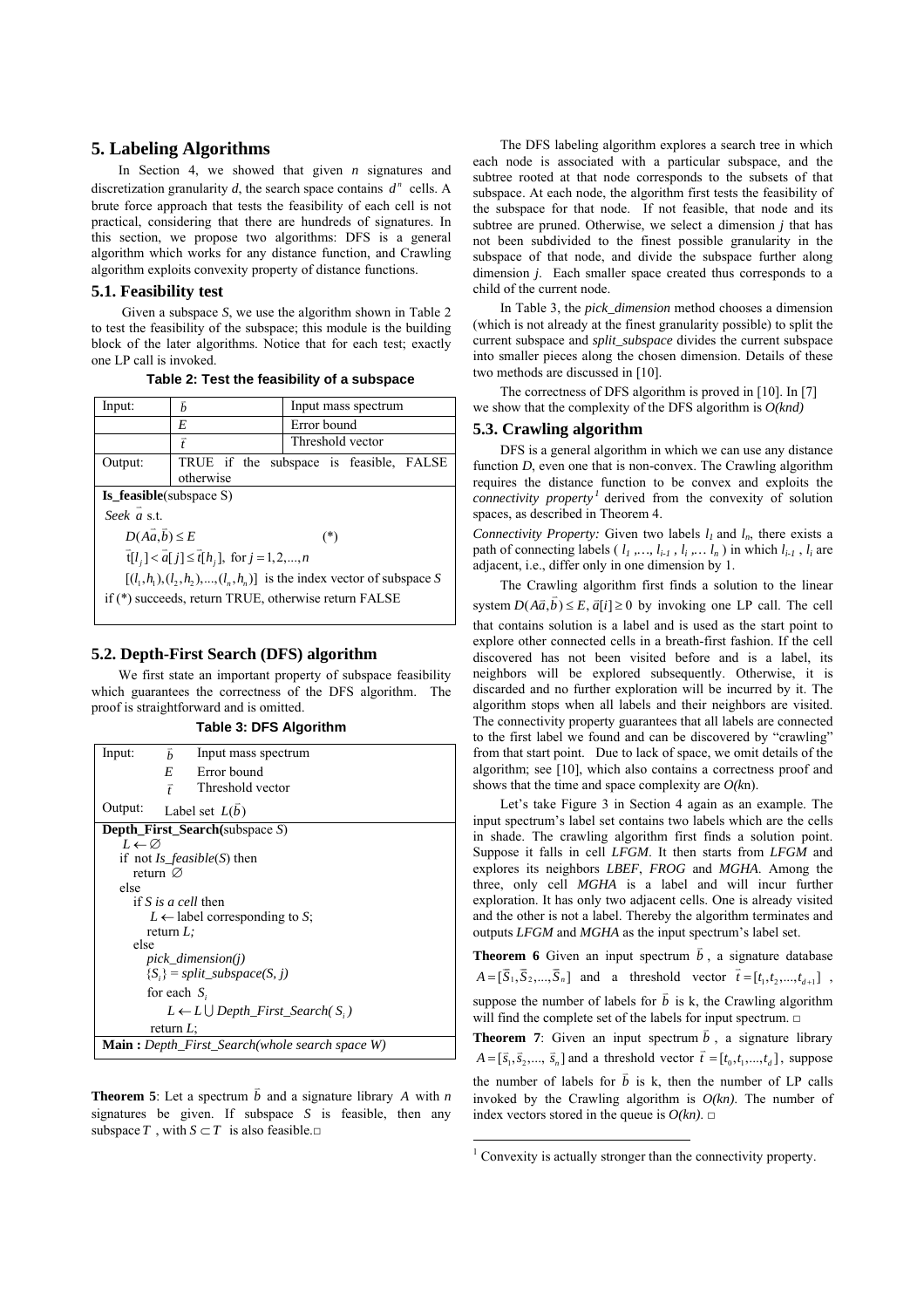## 5. Labeling Algorithms

In Section 4, we showed that given $n$ signatures and discretization granularity $d$, the search space contains $d^n$ cells. A brute force approach that tests the feasibility of each cell is not practical, considering that there are hundreds of signatures. In this section, we propose two algorithms: DFS is a general algorithm which works for any distance function, and Crawling algorithm exploits convexity property of distance functions.

### 5.1. Feasibility test

Given a subspace $S$, we use the algorithm shown in Table 2 to test the feasibility of the subspace; this module is the building block of the later algorithms. Notice that for each test; exactly one LP call is invoked.

**Table 2: Test the feasibility of a subspace**

| Input: | $\vec{b}$ | Input mass spectrum |
|---|---|---|
| | $E$ | Error bound |
| | $\vec{t}$ | Threshold vector |
| Output: | TRUE if the subspace is feasible, FALSE otherwise | |

**Is_feasible**(subspace S)

*Seek* $\vec{a}$ s.t.

$$D(A\vec{a},\vec{b}) \le E \qquad (*)$$

$$\vec{t}[l_j] < \vec{a}[j] \le \vec{t}[h_j], \text{ for } j = 1,2,...,n$$

$[(l_1,h_1),(l_2,h_2),...,(l_n,h_n)]$ is the index vector of subspace $S$

if (*) succeeds, return TRUE, otherwise return FALSE

### 5.2. Depth-First Search (DFS) algorithm

We first state an important property of subspace feasibility which guarantees the correctness of the DFS algorithm. The proof is straightforward and is omitted.

**Table 3: DFS Algorithm**

| Input: | $\vec{b}$ | Input mass spectrum |
|---|---|---|
| | $E$ | Error bound |
| | $\vec{t}$ | Threshold vector |
| Output: | Label set $L(\vec{b})$ | |

```
Depth_First_Search(subspace S)
  L ← ∅
  if not Is_feasible(S) then
    return ∅
  else
    if S is a cell then
      L ← label corresponding to S;
      return L;
    else
      pick_dimension(j)
      {S_i} = split_subspace(S, j)
      for each S_i
        L ← L ∪ Depth_First_Search( S_i )
      return L;
Main : Depth_First_Search(whole search space W)
```

**Theorem 5**: Let a spectrum $\vec{b}$ and a signature library $A$ with $n$ signatures be given. If subspace $S$ is feasible, then any subspace $T$, with $S \subset T$ is also feasible.□

The DFS labeling algorithm explores a search tree in which each node is associated with a particular subspace, and the subtree rooted at that node corresponds to the subsets of that subspace. At each node, the algorithm first tests the feasibility of the subspace for that node. If not feasible, that node and its subtree are pruned. Otherwise, we select a dimension $j$ that has not been subdivided to the finest possible granularity in the subspace of that node, and divide the subspace further along dimension $j$. Each smaller space created thus corresponds to a child of the current node.

In Table 3, the *pick_dimension* method chooses a dimension (which is not already at the finest granularity possible) to split the current subspace and *split_subspace* divides the current subspace into smaller pieces along the chosen dimension. Details of these two methods are discussed in [10].

The correctness of DFS algorithm is proved in [10]. In [7] we show that the complexity of the DFS algorithm is *O(knd)*

### 5.3. Crawling algorithm

DFS is a general algorithm in which we can use any distance function $D$, even one that is non-convex. The Crawling algorithm requires the distance function to be convex and exploits the *connectivity property*[1] derived from the convexity of solution spaces, as described in Theorem 4.

*Connectivity Property:* Given two labels $l_1$ and $l_n$, there exists a path of connecting labels ( $l_1$ ,…, $l_{i-1}$ , $l_i$ ,… $l_n$ ) in which $l_{i-1}$ , $l_i$ are adjacent, i.e., differ only in one dimension by 1.

The Crawling algorithm first finds a solution to the linear system $D(A\vec{a},\vec{b}) \le E,\ \vec{a}[i] \ge 0$ by invoking one LP call. The cell that contains solution is a label and is used as the start point to explore other connected cells in a breath-first fashion. If the cell discovered has not been visited before and is a label, its neighbors will be explored subsequently. Otherwise, it is discarded and no further exploration will be incurred by it. The algorithm stops when all labels and their neighbors are visited. The connectivity property guarantees that all labels are connected to the first label we found and can be discovered by "crawling" from that start point. Due to lack of space, we omit details of the algorithm; see [10], which also contains a correctness proof and shows that the time and space complexity are *O(kn)*.

Let's take Figure 3 in Section 4 again as an example. The input spectrum's label set contains two labels which are the cells in shade. The crawling algorithm first finds a solution point. Suppose it falls in cell *LFGM*. It then starts from *LFGM* and explores its neighbors *LBEF*, *FROG* and *MGHA*. Among the three, only cell *MGHA* is a label and will incur further exploration. It has only two adjacent cells. One is already visited and the other is not a label. Thereby the algorithm terminates and outputs *LFGM* and *MGHA* as the input spectrum's label set.

**Theorem 6** Given an input spectrum $\vec{b}$, a signature database $A = [\vec{S}_1, \vec{S}_2, ..., \vec{S}_n]$ and a threshold vector $\vec{t} = [t_1, t_2, ..., t_{d+1}]$, suppose the number of labels for $\vec{b}$ is k, the Crawling algorithm will find the complete set of the labels for input spectrum. □

**Theorem 7**: Given an input spectrum $\vec{b}$, a signature library $A = [\vec{s}_1, \vec{s}_2, ..., \vec{s}_n]$ and a threshold vector $\vec{t} = [t_0, t_1, ..., t_d]$, suppose the number of labels for $\vec{b}$ is k, then the number of LP calls invoked by the Crawling algorithm is *O(kn)*. The number of index vectors stored in the queue is *O(kn)*. □

---

[1] Convexity is actually stronger than the connectivity property.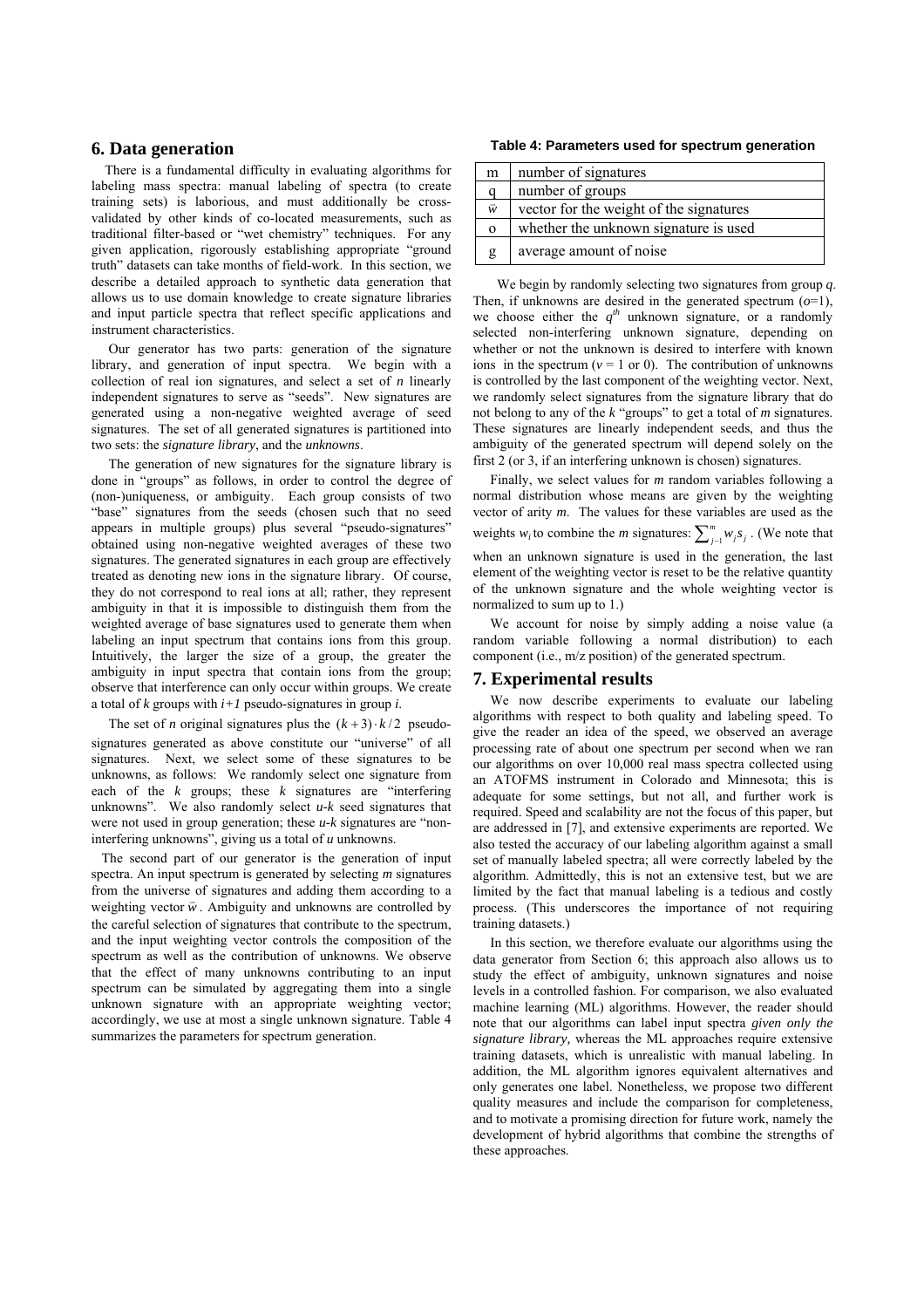## 6. Data generation

There is a fundamental difficulty in evaluating algorithms for labeling mass spectra: manual labeling of spectra (to create training sets) is laborious, and must additionally be cross-validated by other kinds of co-located measurements, such as traditional filter-based or "wet chemistry" techniques. For any given application, rigorously establishing appropriate "ground truth" datasets can take months of field-work. In this section, we describe a detailed approach to synthetic data generation that allows us to use domain knowledge to create signature libraries and input particle spectra that reflect specific applications and instrument characteristics.

Our generator has two parts: generation of the signature library, and generation of input spectra. We begin with a collection of real ion signatures, and select a set of *n* linearly independent signatures to serve as "seeds". New signatures are generated using a non-negative weighted average of seed signatures. The set of all generated signatures is partitioned into two sets: the *signature library*, and the *unknowns*.

The generation of new signatures for the signature library is done in "groups" as follows, in order to control the degree of (non-)uniqueness, or ambiguity. Each group consists of two "base" signatures from the seeds (chosen such that no seed appears in multiple groups) plus several "pseudo-signatures" obtained using non-negative weighted averages of these two signatures. The generated signatures in each group are effectively treated as denoting new ions in the signature library. Of course, they do not correspond to real ions at all; rather, they represent ambiguity in that it is impossible to distinguish them from the weighted average of base signatures used to generate them when labeling an input spectrum that contains ions from this group. Intuitively, the larger the size of a group, the greater the ambiguity in input spectra that contain ions from the group; observe that interference can only occur within groups. We create a total of *k* groups with *i+1* pseudo-signatures in group *i*.

The set of *n* original signatures plus the $(k+3)\cdot k/2$ pseudo-signatures generated as above constitute our "universe" of all signatures. Next, we select some of these signatures to be unknowns, as follows: We randomly select one signature from each of the *k* groups; these *k* signatures are "interfering unknowns". We also randomly select *u-k* seed signatures that were not used in group generation; these *u-k* signatures are "non-interfering unknowns", giving us a total of *u* unknowns.

The second part of our generator is the generation of input spectra. An input spectrum is generated by selecting *m* signatures from the universe of signatures and adding them according to a weighting vector $\vec{w}$. Ambiguity and unknowns are controlled by the careful selection of signatures that contribute to the spectrum, and the input weighting vector controls the composition of the spectrum as well as the contribution of unknowns. We observe that the effect of many unknowns contributing to an input spectrum can be simulated by aggregating them into a single unknown signature with an appropriate weighting vector; accordingly, we use at most a single unknown signature. Table 4 summarizes the parameters for spectrum generation.

**Table 4: Parameters used for spectrum generation**

| | |
|---|---|
| m | number of signatures |
| q | number of groups |
| $\vec{w}$ | vector for the weight of the signatures |
| o | whether the unknown signature is used |
| g | average amount of noise |

We begin by randomly selecting two signatures from group *q*. Then, if unknowns are desired in the generated spectrum (*o*=1), we choose either the $q^{th}$ unknown signature, or a randomly selected non-interfering unknown signature, depending on whether or not the unknown is desired to interfere with known ions in the spectrum (*v* = 1 or 0). The contribution of unknowns is controlled by the last component of the weighting vector. Next, we randomly select signatures from the signature library that do not belong to any of the *k* "groups" to get a total of *m* signatures. These signatures are linearly independent seeds, and thus the ambiguity of the generated spectrum will depend solely on the first 2 (or 3, if an interfering unknown is chosen) signatures.

Finally, we select values for *m* random variables following a normal distribution whose means are given by the weighting vector of arity *m*. The values for these variables are used as the weights $w_i$ to combine the *m* signatures: $\sum_{j=1}^{m} w_j s_j$. (We note that when an unknown signature is used in the generation, the last element of the weighting vector is reset to be the relative quantity of the unknown signature and the whole weighting vector is normalized to sum up to 1.)

We account for noise by simply adding a noise value (a random variable following a normal distribution) to each component (i.e., m/z position) of the generated spectrum.

## 7. Experimental results

We now describe experiments to evaluate our labeling algorithms with respect to both quality and labeling speed. To give the reader an idea of the speed, we observed an average processing rate of about one spectrum per second when we ran our algorithms on over 10,000 real mass spectra collected using an ATOFMS instrument in Colorado and Minnesota; this is adequate for some settings, but not all, and further work is required. Speed and scalability are not the focus of this paper, but are addressed in [7], and extensive experiments are reported. We also tested the accuracy of our labeling algorithm against a small set of manually labeled spectra; all were correctly labeled by the algorithm. Admittedly, this is not an extensive test, but we are limited by the fact that manual labeling is a tedious and costly process. (This underscores the importance of not requiring training datasets.)

In this section, we therefore evaluate our algorithms using the data generator from Section 6; this approach also allows us to study the effect of ambiguity, unknown signatures and noise levels in a controlled fashion. For comparison, we also evaluated machine learning (ML) algorithms. However, the reader should note that our algorithms can label input spectra *given only the signature library,* whereas the ML approaches require extensive training datasets, which is unrealistic with manual labeling. In addition, the ML algorithm ignores equivalent alternatives and only generates one label. Nonetheless, we propose two different quality measures and include the comparison for completeness, and to motivate a promising direction for future work, namely the development of hybrid algorithms that combine the strengths of these approaches.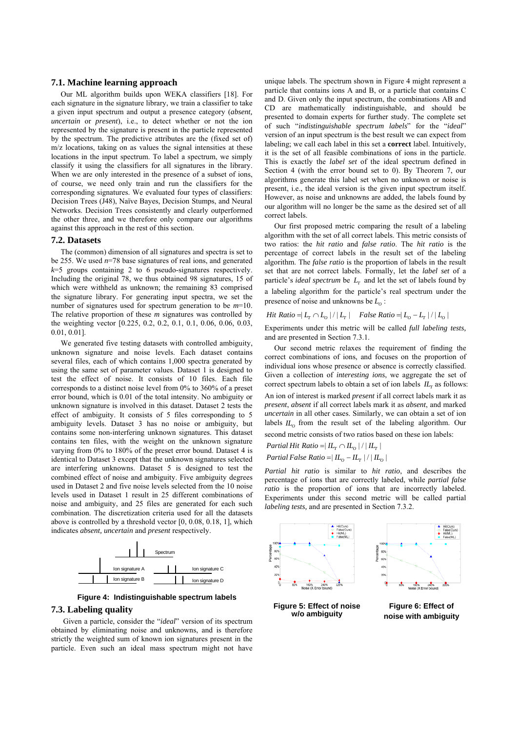### 7.1. Machine learning approach

Our ML algorithm builds upon WEKA classifiers [18]. For each signature in the signature library, we train a classifier to take a given input spectrum and output a presence category (*absent, uncertain* or *present*), i.e., to detect whether or not the ion represented by the signature is present in the particle represented by the spectrum. The predictive attributes are the (fixed set of) m/z locations, taking on as values the signal intensities at these locations in the input spectrum. To label a spectrum, we simply classify it using the classifiers for all signatures in the library. When we are only interested in the presence of a subset of ions, of course, we need only train and run the classifiers for the corresponding signatures. We evaluated four types of classifiers: Decision Trees (J48), Naïve Bayes, Decision Stumps, and Neural Networks. Decision Trees consistently and clearly outperformed the other three, and we therefore only compare our algorithms against this approach in the rest of this section.

### 7.2. Datasets

The (common) dimension of all signatures and spectra is set to be 255. We used $n$=78 base signatures of real ions, and generated $k$=5 groups containing 2 to 6 pseudo-signatures respectively. Including the original 78, we thus obtained 98 signatures, 15 of which were withheld as unknown; the remaining 83 comprised the signature library. For generating input spectra, we set the number of signatures used for spectrum generation to be $m$=10. The relative proportion of these $m$ signatures was controlled by the weighting vector [0.225, 0.2, 0.2, 0.1, 0.1, 0.06, 0.06, 0.03, 0.01, 0.01].

We generated five testing datasets with controlled ambiguity, unknown signature and noise levels. Each dataset contains several files, each of which contains 1,000 spectra generated by using the same set of parameter values. Dataset 1 is designed to test the effect of noise. It consists of 10 files. Each file corresponds to a distinct noise level from 0% to 360% of a preset error bound, which is 0.01 of the total intensity. No ambiguity or unknown signature is involved in this dataset. Dataset 2 tests the effect of ambiguity. It consists of 5 files corresponding to 5 ambiguity levels. Dataset 3 has no noise or ambiguity, but contains some non-interfering unknown signatures. This dataset contains ten files, with the weight on the unknown signature varying from 0% to 180% of the preset error bound. Dataset 4 is identical to Dataset 3 except that the unknown signatures selected are interfering unknowns. Dataset 5 is designed to test the combined effect of noise and ambiguity. Five ambiguity degrees used in Dataset 2 and five noise levels selected from the 10 noise levels used in Dataset 1 result in 25 different combinations of noise and ambiguity, and 25 files are generated for each such combination. The discretization criteria used for all the datasets above is controlled by a threshold vector [0, 0.08, 0.18, 1], which indicates *absent, uncertain* and *present* respectively.

**Figure 4: Indistinguishable spectrum labels**

### 7.3. Labeling quality

Given a particle, consider the "*ideal*" version of its spectrum obtained by eliminating noise and unknowns, and is therefore strictly the weighted sum of known ion signatures present in the particle. Even such an ideal mass spectrum might not have unique labels. The spectrum shown in Figure 4 might represent a particle that contains ions A and B, or a particle that contains C and D. Given only the input spectrum, the combinations AB and CD are mathematically indistinguishable, and should be presented to domain experts for further study. The complete set of such "*indistinguishable spectrum labels*" for the "*ideal*" version of an input spectrum is the best result we can expect from labeling; we call each label in this set a **correct** label. Intuitively, it is the set of all feasible combinations of ions in the particle. This is exactly the *label set* of the ideal spectrum defined in Section 4 (with the error bound set to 0). By Theorem 7, our algorithms generate this label set when no unknown or noise is present, i.e., the ideal version is the given input spectrum itself. However, as noise and unknowns are added, the labels found by our algorithm will no longer be the same as the desired set of all correct labels.

Our first proposed metric comparing the result of a labeling algorithm with the set of all correct labels. This metric consists of two ratios: the *hit ratio* and *false ratio*. The *hit ratio* is the percentage of correct labels in the result set of the labeling algorithm. The *false ratio* is the proportion of labels in the result set that are not correct labels. Formally, let the *label set* of a particle's *ideal spectrum* be $L_T$ and let the set of labels found by a labeling algorithm for the particle's real spectrum under the presence of noise and unknowns be $L_O$ :

$$Hit\ Ratio = |L_T \cap L_O| / |L_T| \quad False\ Ratio = |L_O - L_T| / |L_O|$$

Experiments under this metric will be called *full labeling tests,* and are presented in Section 7.3.1.

Our second metric relaxes the requirement of finding the correct combinations of ions, and focuses on the proportion of individual ions whose presence or absence is correctly classified. Given a collection of *interesting ions*, we aggregate the set of correct spectrum labels to obtain a set of ion labels $IL_T$ as follows: An ion of interest is marked *present* if all correct labels mark it as *present*, *absent* if all correct labels mark it as *absent*, and marked *uncertain* in all other cases. Similarly, we can obtain a set of ion labels $IL_O$ from the result set of the labeling algorithm. Our second metric consists of two ratios based on these ion labels:

$$Partial\ Hit\ Ratio = |IL_T \cap IL_O| / |IL_T|$$

$$Partial\ False\ Ratio = |IL_O - IL_T| / |IL_O|$$

*Partial hit ratio* is similar to *hit ratio*, and describes the percentage of ions that are correctly labeled, while *partial false ratio* is the proportion of ions that are incorrectly labeled. Experiments under this second metric will be called partial *labeling tests,* and are presented in Section 7.3.2.

**Figure 5: Effect of noise w/o ambiguity**

**Figure 6: Effect of noise with ambiguity**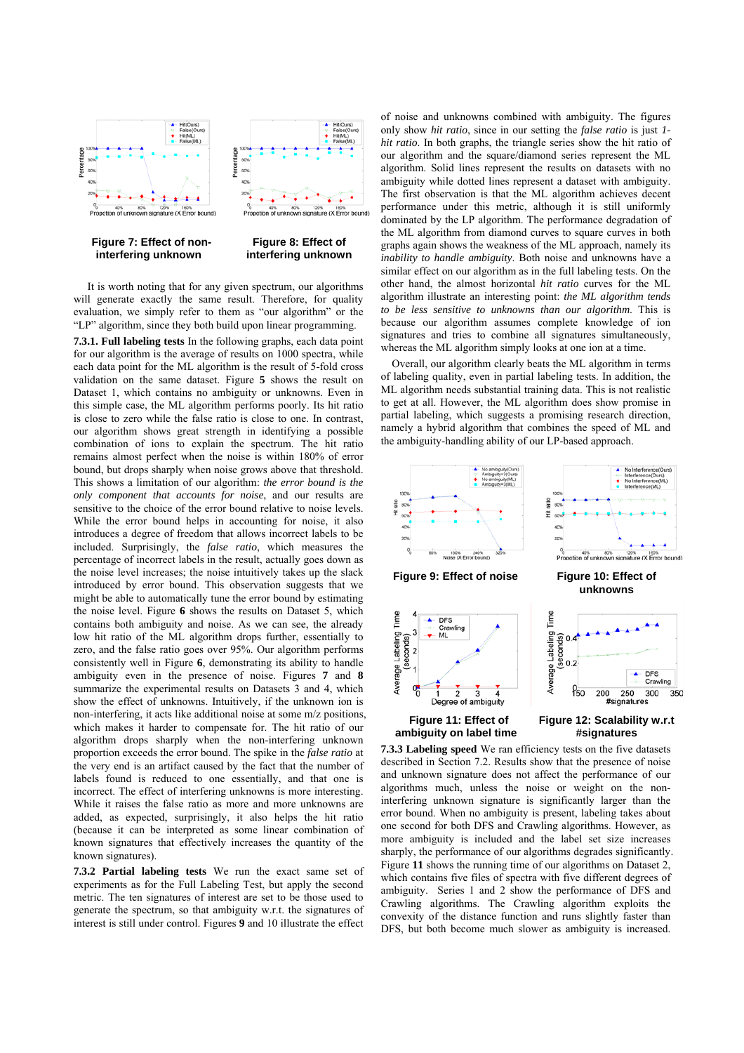Hit(Ours)
False(Ours)
Hit(ML)
False(ML)
Percentage
100%
80%
60%
40%
20%
0
40%
80%
120%
160%
Propotion of unknown signature (X Error bound)

**Figure 7: Effect of non-interfering unknown**

Hit(Ours)
False(Ours)
Hit(ML)
False(ML)
Percentage
100%
80%
60%
40%
20%
0
40%
80%
120%
160%
Propotion of unknown signature (X Error bound)

**Figure 8: Effect of interfering unknown**

It is worth noting that for any given spectrum, our algorithms will generate exactly the same result. Therefore, for quality evaluation, we simply refer to them as "our algorithm" or the "LP" algorithm, since they both build upon linear programming.

**7.3.1. Full labeling tests** In the following graphs, each data point for our algorithm is the average of results on 1000 spectra, while each data point for the ML algorithm is the result of 5-fold cross validation on the same dataset. Figure **5** shows the result on Dataset 1, which contains no ambiguity or unknowns. Even in this simple case, the ML algorithm performs poorly. Its hit ratio is close to zero while the false ratio is close to one. In contrast, our algorithm shows great strength in identifying a possible combination of ions to explain the spectrum. The hit ratio remains almost perfect when the noise is within 180% of error bound, but drops sharply when noise grows above that threshold. This shows a limitation of our algorithm: *the error bound is the only component that accounts for noise*, and our results are sensitive to the choice of the error bound relative to noise levels. While the error bound helps in accounting for noise, it also introduces a degree of freedom that allows incorrect labels to be included. Surprisingly, the *false ratio*, which measures the percentage of incorrect labels in the result, actually goes down as the noise level increases; the noise intuitively takes up the slack introduced by error bound. This observation suggests that we might be able to automatically tune the error bound by estimating the noise level. Figure **6** shows the results on Dataset 5, which contains both ambiguity and noise. As we can see, the already low hit ratio of the ML algorithm drops further, essentially to zero, and the false ratio goes over 95%. Our algorithm performs consistently well in Figure **6**, demonstrating its ability to handle ambiguity even in the presence of noise. Figures **7** and **8** summarize the experimental results on Datasets 3 and 4, which show the effect of unknowns. Intuitively, if the unknown ion is non-interfering, it acts like additional noise at some $m/z$ positions, which makes it harder to compensate for. The hit ratio of our algorithm drops sharply when the non-interfering unknown proportion exceeds the error bound. The spike in the *false ratio* at the very end is just an artifact caused by the fact that the number of labels found is reduced to one essentially, and that one is incorrect. The effect of interfering unknowns is more interesting. While it raises the false ratio as more and more unknowns are added, as expected, surprisingly, it also helps the hit ratio (because it can be interpreted as some linear combination of known signatures that effectively increases the quantity of the known signatures).

**7.3.2 Partial labeling tests** We run the exact same set of experiments as for the Full Labeling Test, but apply the second metric. The ten signatures of interest are set to be those used to generate the spectrum, so that ambiguity w.r.t. the signatures of interest is still under control. Figures **9** and 10 illustrate the effect of noise and unknowns combined with ambiguity. The figures only show *hit ratio*, since in our setting the *false ratio* is just *1-hit ratio*. In both graphs, the triangle series show the hit ratio of our algorithm and the square/diamond series represent the ML algorithm. Solid lines represent the results on datasets with no ambiguity while dotted lines represent a dataset with ambiguity. The first observation is that the ML algorithm achieves decent performance under this metric, although it is still uniformly dominated by the LP algorithm. The performance degradation of the ML algorithm from diamond curves to square curves in both graphs again shows the weakness of the ML approach, namely its *inability to handle ambiguity*. Both noise and unknowns have a similar effect on our algorithm as in the full labeling tests. On the other hand, the almost horizontal *hit ratio* curves for the ML algorithm illustrate an interesting point: *the ML algorithm tends to be less sensitive to unknowns than our algorithm.* This is because our algorithm assumes complete knowledge of ion signatures and tries to combine all signatures simultaneously, whereas the ML algorithm simply looks at one ion at a time.

Overall, our algorithm clearly beats the ML algorithm in terms of labeling quality, even in partial labeling tests. In addition, the ML algorithm needs substantial training data. This is not realistic to get at all. However, the ML algorithm does show promise in partial labeling, which suggests a promising research direction, namely a hybrid algorithm that combines the speed of ML and the ambiguity-handling ability of our LP-based approach.

No ambiguity(Ours)
Ambiguity=3(Ours)
No ambiguity(ML)
Ambiguity=3(ML)
Hit ratio
100%
80%
60%
40%
20%
0
80%
160%
240%
320%
Noise (X Error bound)

**Figure 9: Effect of noise**

No Interference(Ours)
Interference(Ours)
No Interference(ML)
Interference(ML)
Hit ratio
100%
80%
60%
40%
20%
0
40%
80%
120%
160%
Propotion of unknown signature (X Error bound)

**Figure 10: Effect of unknowns**

DFS
Crawling
ML
Average Labeling Time (seconds)
4
3
2
1
0
0
1
2
3
4
Degree of ambiguity

**Figure 11: Effect of ambiguity on label time**

Average Labeling Time (seconds)
0.4
0.2
0
150
200
250
300
350
DFS
Crawling
#signatures

**Figure 12: Scalability w.r.t #signatures**

**7.3.3 Labeling speed** We ran efficiency tests on the five datasets described in Section 7.2. Results show that the presence of noise and unknown signature does not affect the performance of our algorithms much, unless the noise or weight on the non-interfering unknown signature is significantly larger than the error bound. When no ambiguity is present, labeling takes about one second for both DFS and Crawling algorithms. However, as more ambiguity is included and the label set size increases sharply, the performance of our algorithms degrades significantly. Figure **11** shows the running time of our algorithms on Dataset 2, which contains five files of spectra with five different degrees of ambiguity. Series 1 and 2 show the performance of DFS and Crawling algorithms. The Crawling algorithm exploits the convexity of the distance function and runs slightly faster than DFS, but both become much slower as ambiguity is increased.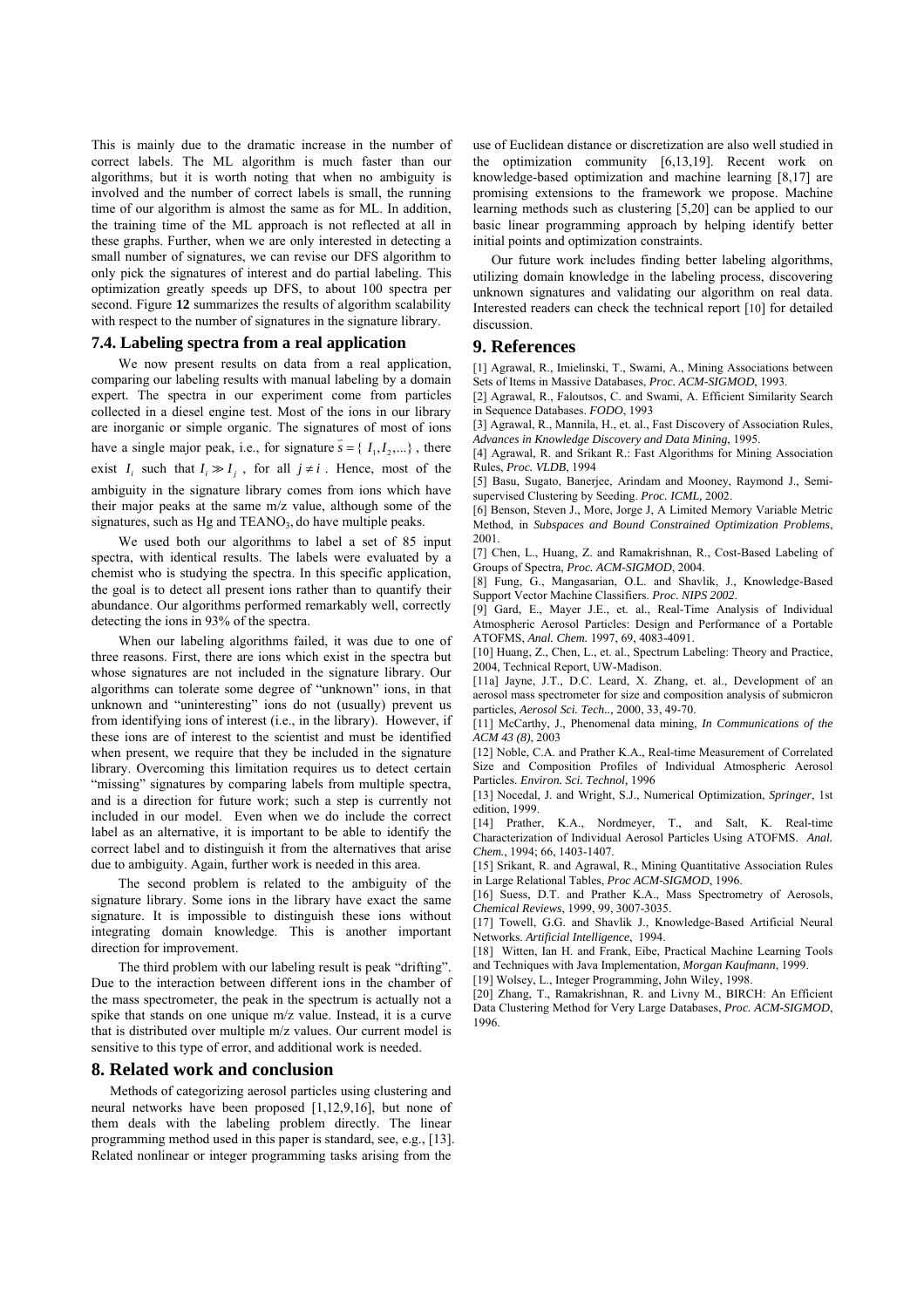This is mainly due to the dramatic increase in the number of correct labels. The ML algorithm is much faster than our algorithms, but it is worth noting that when no ambiguity is involved and the number of correct labels is small, the running time of our algorithm is almost the same as for ML. In addition, the training time of the ML approach is not reflected at all in these graphs. Further, when we are only interested in detecting a small number of signatures, we can revise our DFS algorithm to only pick the signatures of interest and do partial labeling. This optimization greatly speeds up DFS, to about 100 spectra per second. Figure **12** summarizes the results of algorithm scalability with respect to the number of signatures in the signature library.

### 7.4. Labeling spectra from a real application

We now present results on data from a real application, comparing our labeling results with manual labeling by a domain expert. The spectra in our experiment come from particles collected in a diesel engine test. Most of the ions in our library are inorganic or simple organic. The signatures of most of ions have a single major peak, i.e., for signature $\vec{s} = \{ I_1, I_2, ... \}$, there exist $I_i$ such that $I_i \gg I_j$, for all $j \neq i$. Hence, most of the ambiguity in the signature library comes from ions which have their major peaks at the same m/z value, although some of the signatures, such as Hg and $TEANO_3$, do have multiple peaks.

We used both our algorithms to label a set of 85 input spectra, with identical results. The labels were evaluated by a chemist who is studying the spectra. In this specific application, the goal is to detect all present ions rather than to quantify their abundance. Our algorithms performed remarkably well, correctly detecting the ions in 93% of the spectra.

When our labeling algorithms failed, it was due to one of three reasons. First, there are ions which exist in the spectra but whose signatures are not included in the signature library. Our algorithms can tolerate some degree of "unknown" ions, in that unknown and "uninteresting" ions do not (usually) prevent us from identifying ions of interest (i.e., in the library). However, if these ions are of interest to the scientist and must be identified when present, we require that they be included in the signature library. Overcoming this limitation requires us to detect certain "missing" signatures by comparing labels from multiple spectra, and is a direction for future work; such a step is currently not included in our model. Even when we do include the correct label as an alternative, it is important to be able to identify the correct label and to distinguish it from the alternatives that arise due to ambiguity. Again, further work is needed in this area.

The second problem is related to the ambiguity of the signature library. Some ions in the library have exact the same signature. It is impossible to distinguish these ions without integrating domain knowledge. This is another important direction for improvement.

The third problem with our labeling result is peak "drifting". Due to the interaction between different ions in the chamber of the mass spectrometer, the peak in the spectrum is actually not a spike that stands on one unique m/z value. Instead, it is a curve that is distributed over multiple m/z values. Our current model is sensitive to this type of error, and additional work is needed.

## 8. Related work and conclusion

Methods of categorizing aerosol particles using clustering and neural networks have been proposed [1,12,9,16], but none of them deals with the labeling problem directly. The linear programming method used in this paper is standard, see, e.g., [13]. Related nonlinear or integer programming tasks arising from the use of Euclidean distance or discretization are also well studied in the optimization community [6,13,19]. Recent work on knowledge-based optimization and machine learning [8,17] are promising extensions to the framework we propose. Machine learning methods such as clustering [5,20] can be applied to our basic linear programming approach by helping identify better initial points and optimization constraints.

Our future work includes finding better labeling algorithms, utilizing domain knowledge in the labeling process, discovering unknown signatures and validating our algorithm on real data. Interested readers can check the technical report [10] for detailed discussion.

## 9. References

[1] Agrawal, R., Imielinski, T., Swami, A., Mining Associations between Sets of Items in Massive Databases, *Proc. ACM-SIGMOD*, 1993.

[2] Agrawal, R., Faloutsos, C. and Swami, A. Efficient Similarity Search in Sequence Databases. *FODO*, 1993

[3] Agrawal, R., Mannila, H., et. al., Fast Discovery of Association Rules, *Advances in Knowledge Discovery and Data Mining*, 1995.

[4] Agrawal, R. and Srikant R.: Fast Algorithms for Mining Association Rules, *Proc. VLDB*, 1994

[5] Basu, Sugato, Banerjee, Arindam and Mooney, Raymond J., Semi-supervised Clustering by Seeding. *Proc. ICML*, 2002.

[6] Benson, Steven J., More, Jorge J, A Limited Memory Variable Metric Method, in *Subspaces and Bound Constrained Optimization Problems*, 2001.

[7] Chen, L., Huang, Z. and Ramakrishnan, R., Cost-Based Labeling of Groups of Spectra, *Proc. ACM-SIGMOD*, 2004.

[8] Fung, G., Mangasarian, O.L. and Shavlik, J., Knowledge-Based Support Vector Machine Classifiers. *Proc. NIPS 2002*.

[9] Gard, E., Mayer J.E., et. al., Real-Time Analysis of Individual Atmospheric Aerosol Particles: Design and Performance of a Portable ATOFMS, *Anal. Chem.* 1997, 69, 4083-4091.

[10] Huang, Z., Chen, L., et. al., Spectrum Labeling: Theory and Practice, 2004, Technical Report, UW-Madison.

[11a] Jayne, J.T., D.C. Leard, X. Zhang, et. al., Development of an aerosol mass spectrometer for size and composition analysis of submicron particles, *Aerosol Sci. Tech..,* 2000, 33, 49-70.

[11] McCarthy, J., Phenomenal data mining, *In Communications of the ACM 43 (8)*, 2003

[12] Noble, C.A. and Prather K.A., Real-time Measurement of Correlated Size and Composition Profiles of Individual Atmospheric Aerosol Particles. *Environ. Sci. Technol,* 1996

[13] Nocedal, J. and Wright, S.J., Numerical Optimization, *Springer*, 1st edition, 1999.

[14] Prather, K.A., Nordmeyer, T., and Salt, K. Real-time Characterization of Individual Aerosol Particles Using ATOFMS. *Anal. Chem.*, 1994; 66, 1403-1407.

[15] Srikant, R. and Agrawal, R., Mining Quantitative Association Rules in Large Relational Tables, *Proc ACM-SIGMOD*, 1996.

[16] Suess, D.T. and Prather K.A., Mass Spectrometry of Aerosols, *Chemical Reviews*, 1999, 99, 3007-3035.

[17] Towell, G.G. and Shavlik J., Knowledge-Based Artificial Neural Networks. *Artificial Intelligence*, 1994.

[18] Witten, Ian H. and Frank, Eibe, Practical Machine Learning Tools and Techniques with Java Implementation, *Morgan Kaufmann*, 1999.

[19] Wolsey, L., Integer Programming, John Wiley, 1998.

[20] Zhang, T., Ramakrishnan, R. and Livny M., BIRCH: An Efficient Data Clustering Method for Very Large Databases, *Proc. ACM-SIGMOD*, 1996.